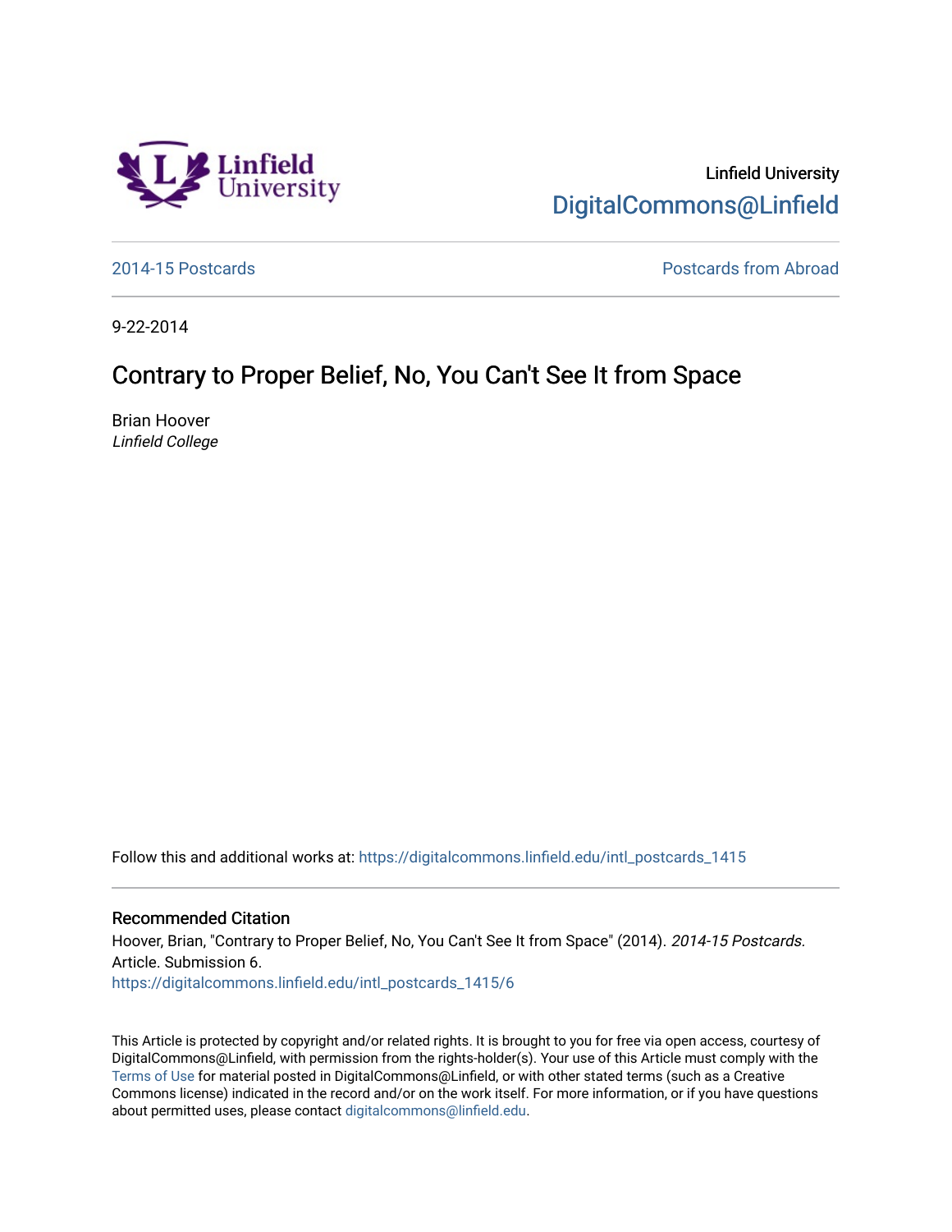Linfield University
DigitalCommons@Linfield

2014-15 Postcards

Postcards from Abroad

9-22-2014

# Contrary to Proper Belief, No, You Can't See It from Space

Brian Hoover
*Linfield College*

Follow this and additional works at: https://digitalcommons.linfield.edu/intl_postcards_1415

## Recommended Citation

Hoover, Brian, "Contrary to Proper Belief, No, You Can't See It from Space" (2014). *2014-15 Postcards.* Article. Submission 6.
https://digitalcommons.linfield.edu/intl_postcards_1415/6

This Article is protected by copyright and/or related rights. It is brought to you for free via open access, courtesy of DigitalCommons@Linfield, with permission from the rights-holder(s). Your use of this Article must comply with the Terms of Use for material posted in DigitalCommons@Linfield, or with other stated terms (such as a Creative Commons license) indicated in the record and/or on the work itself. For more information, or if you have questions about permitted uses, please contact digitalcommons@linfield.edu.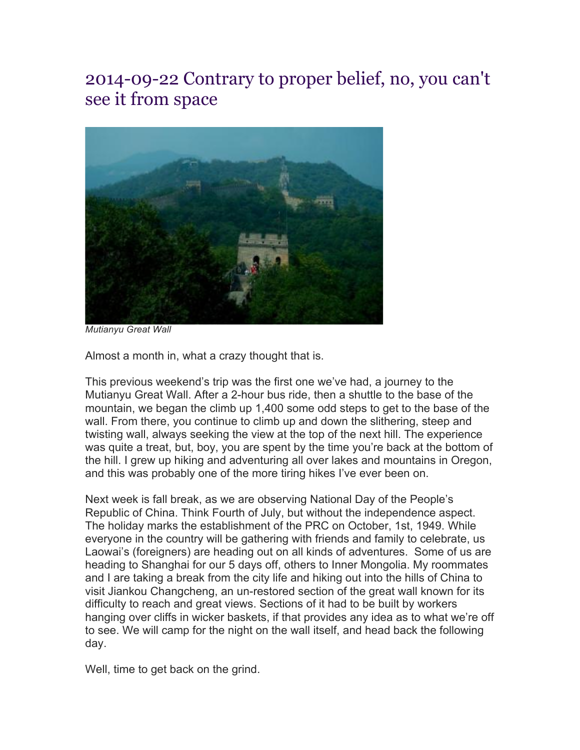# 2014-09-22 Contrary to proper belief, no, you can't see it from space

*Mutianyu Great Wall*

Almost a month in, what a crazy thought that is.

This previous weekend's trip was the first one we've had, a journey to the Mutianyu Great Wall. After a 2-hour bus ride, then a shuttle to the base of the mountain, we began the climb up 1,400 some odd steps to get to the base of the wall. From there, you continue to climb up and down the slithering, steep and twisting wall, always seeking the view at the top of the next hill. The experience was quite a treat, but, boy, you are spent by the time you're back at the bottom of the hill. I grew up hiking and adventuring all over lakes and mountains in Oregon, and this was probably one of the more tiring hikes I've ever been on.

Next week is fall break, as we are observing National Day of the People's Republic of China. Think Fourth of July, but without the independence aspect. The holiday marks the establishment of the PRC on October, 1st, 1949. While everyone in the country will be gathering with friends and family to celebrate, us Laowai's (foreigners) are heading out on all kinds of adventures. Some of us are heading to Shanghai for our 5 days off, others to Inner Mongolia. My roommates and I are taking a break from the city life and hiking out into the hills of China to visit Jiankou Changcheng, an un-restored section of the great wall known for its difficulty to reach and great views. Sections of it had to be built by workers hanging over cliffs in wicker baskets, if that provides any idea as to what we're off to see. We will camp for the night on the wall itself, and head back the following day.

Well, time to get back on the grind.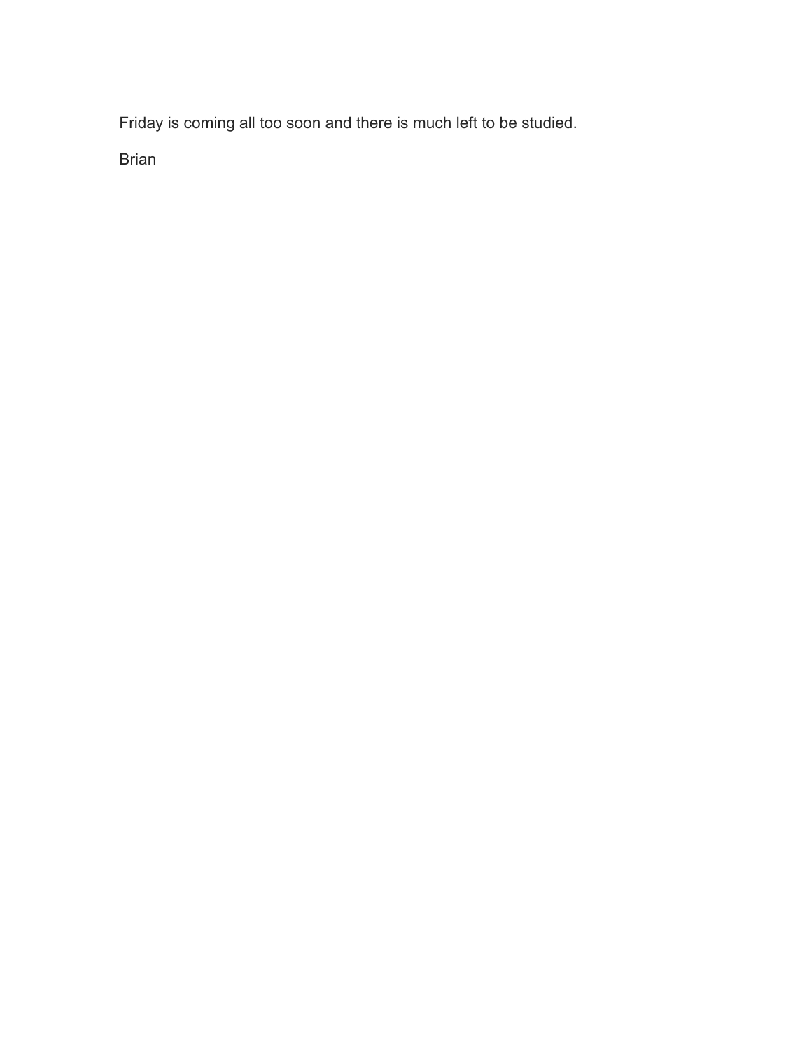Friday is coming all too soon and there is much left to be studied.

Brian